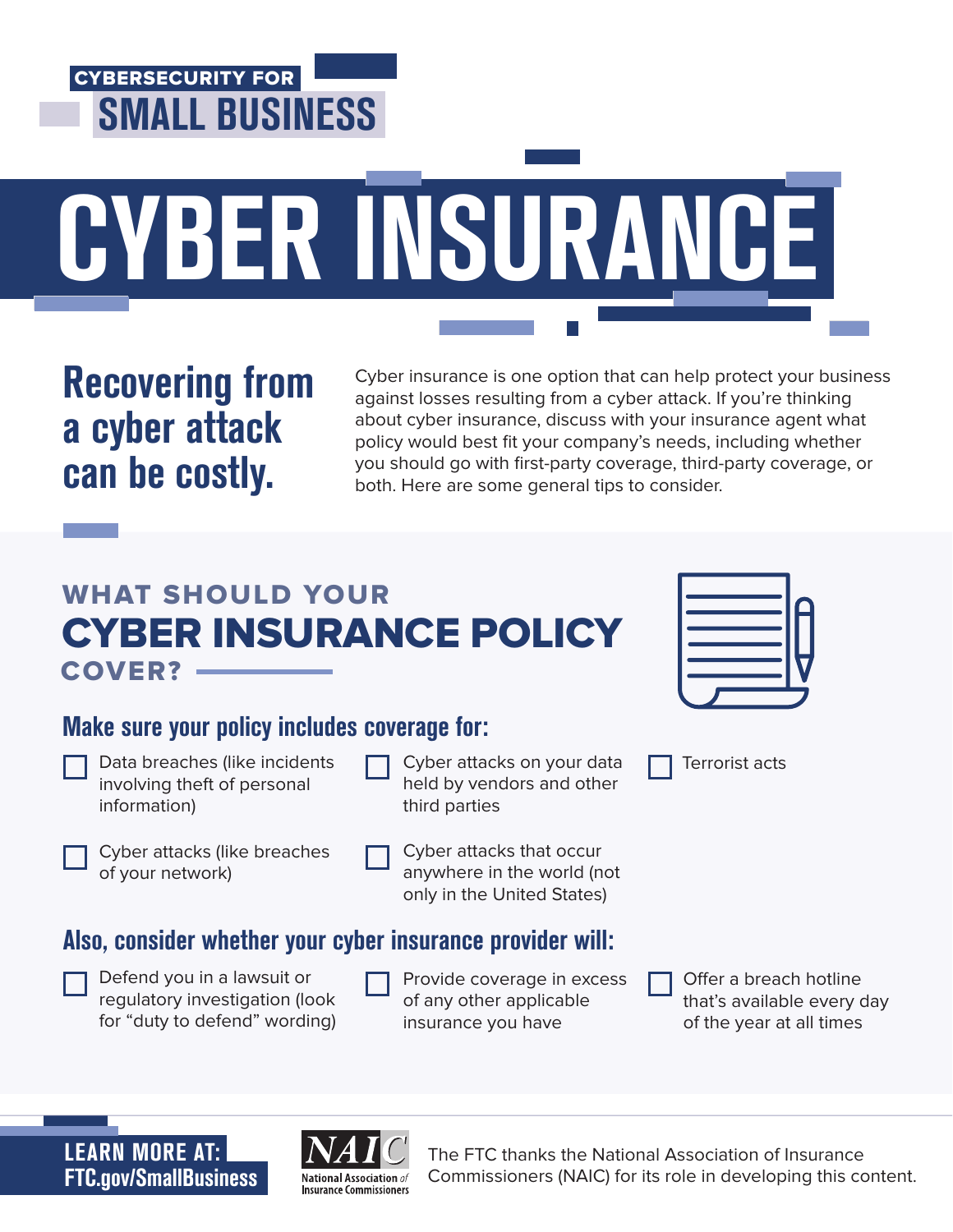CYBERSECURITY FOR

**SMALL BUSINESS**

# CYBER INSURANCE

## Recovering from a cyber attack can be costly.

Cyber insurance is one option that can help protect your business against losses resulting from a cyber attack. If you're thinking about cyber insurance, discuss with your insurance agent what policy would best fit your company's needs, including whether you should go with first-party coverage, third-party coverage, or both. Here are some general tips to consider.

## WHAT SHOULD YOUR CYBER INSURANCE POLICY COVER?

### Make sure your policy includes coverage for:

- [ ] Data breaches (like incidents involving theft of personal information)
- [ ] Cyber attacks (like breaches of your network)
- [ ] Cyber attacks on your data held by vendors and other third parties
- [ ] Cyber attacks that occur anywhere in the world (not only in the United States)
- [ ] Terrorist acts

### Also, consider whether your cyber insurance provider will:

- [ ] Defend you in a lawsuit or regulatory investigation (look for "duty to defend" wording)
- [ ] Provide coverage in excess of any other applicable insurance you have
- [ ] Offer a breach hotline that's available every day of the year at all times

**LEARN MORE AT: FTC.gov/SmallBusiness**

NAIC National Association of Insurance Commissioners

The FTC thanks the National Association of Insurance Commissioners (NAIC) for its role in developing this content.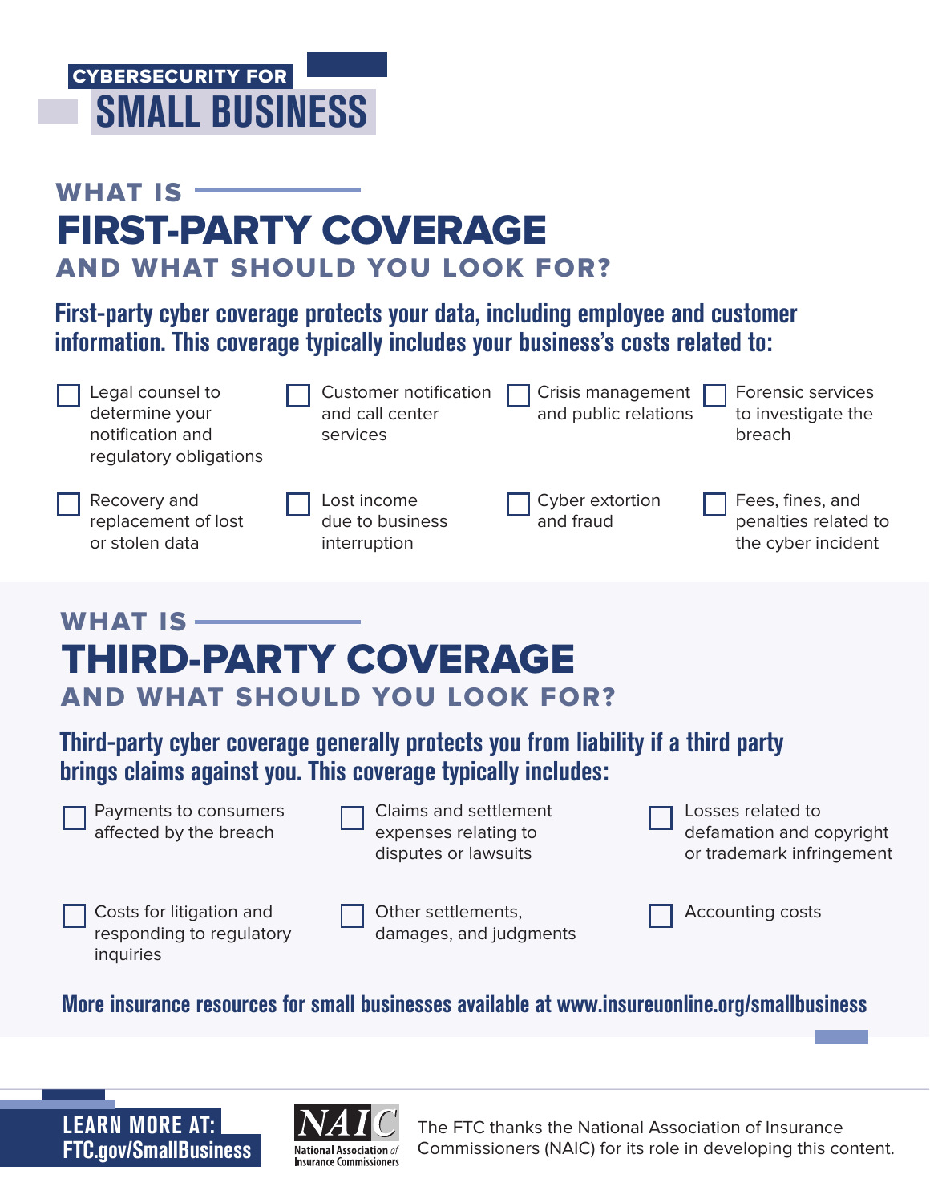CYBERSECURITY FOR

# SMALL BUSINESS

## WHAT IS FIRST-PARTY COVERAGE AND WHAT SHOULD YOU LOOK FOR?

**First-party cyber coverage protects your data, including employee and customer information. This coverage typically includes your business's costs related to:**

- [ ] Legal counsel to determine your notification and regulatory obligations
- [ ] Customer notification and call center services
- [ ] Crisis management and public relations
- [ ] Forensic services to investigate the breach
- [ ] Recovery and replacement of lost or stolen data
- [ ] Lost income due to business interruption
- [ ] Cyber extortion and fraud
- [ ] Fees, fines, and penalties related to the cyber incident

## WHAT IS THIRD-PARTY COVERAGE AND WHAT SHOULD YOU LOOK FOR?

**Third-party cyber coverage generally protects you from liability if a third party brings claims against you. This coverage typically includes:**

- [ ] Payments to consumers affected by the breach
- [ ] Claims and settlement expenses relating to disputes or lawsuits
- [ ] Losses related to defamation and copyright or trademark infringement
- [ ] Costs for litigation and responding to regulatory inquiries
- [ ] Other settlements, damages, and judgments
- [ ] Accounting costs

**More insurance resources for small businesses available at www.insureuonline.org/smallbusiness**

**LEARN MORE AT: FTC.gov/SmallBusiness**

NAIC National Association of Insurance Commissioners

The FTC thanks the National Association of Insurance Commissioners (NAIC) for its role in developing this content.